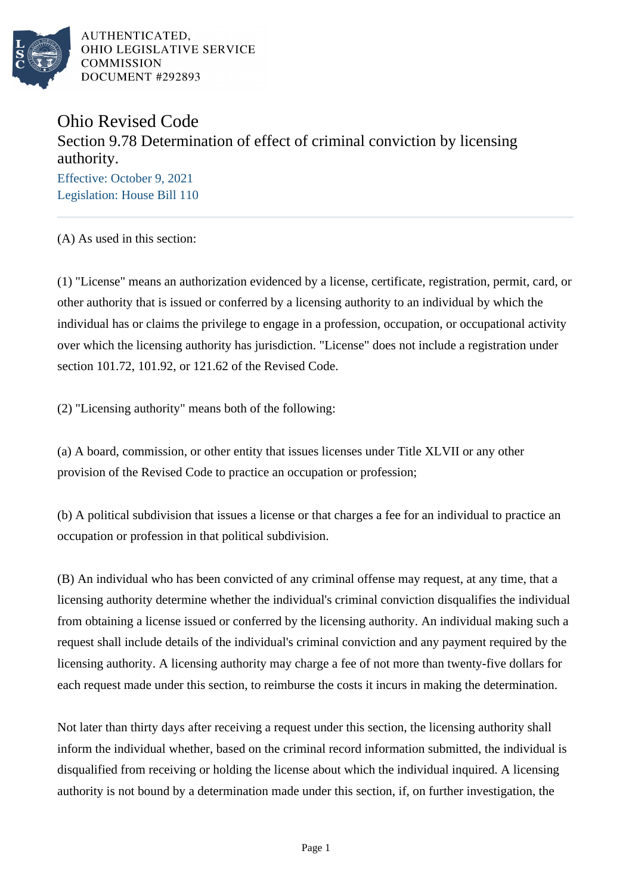AUTHENTICATED,
OHIO LEGISLATIVE SERVICE
COMMISSION
DOCUMENT #292893

# Ohio Revised Code

## Section 9.78 Determination of effect of criminal conviction by licensing authority.

Effective: October 9, 2021
Legislation: House Bill 110

(A) As used in this section:

(1) "License" means an authorization evidenced by a license, certificate, registration, permit, card, or other authority that is issued or conferred by a licensing authority to an individual by which the individual has or claims the privilege to engage in a profession, occupation, or occupational activity over which the licensing authority has jurisdiction. "License" does not include a registration under section 101.72, 101.92, or 121.62 of the Revised Code.

(2) "Licensing authority" means both of the following:

(a) A board, commission, or other entity that issues licenses under Title XLVII or any other provision of the Revised Code to practice an occupation or profession;

(b) A political subdivision that issues a license or that charges a fee for an individual to practice an occupation or profession in that political subdivision.

(B) An individual who has been convicted of any criminal offense may request, at any time, that a licensing authority determine whether the individual's criminal conviction disqualifies the individual from obtaining a license issued or conferred by the licensing authority. An individual making such a request shall include details of the individual's criminal conviction and any payment required by the licensing authority. A licensing authority may charge a fee of not more than twenty-five dollars for each request made under this section, to reimburse the costs it incurs in making the determination.

Not later than thirty days after receiving a request under this section, the licensing authority shall inform the individual whether, based on the criminal record information submitted, the individual is disqualified from receiving or holding the license about which the individual inquired. A licensing authority is not bound by a determination made under this section, if, on further investigation, the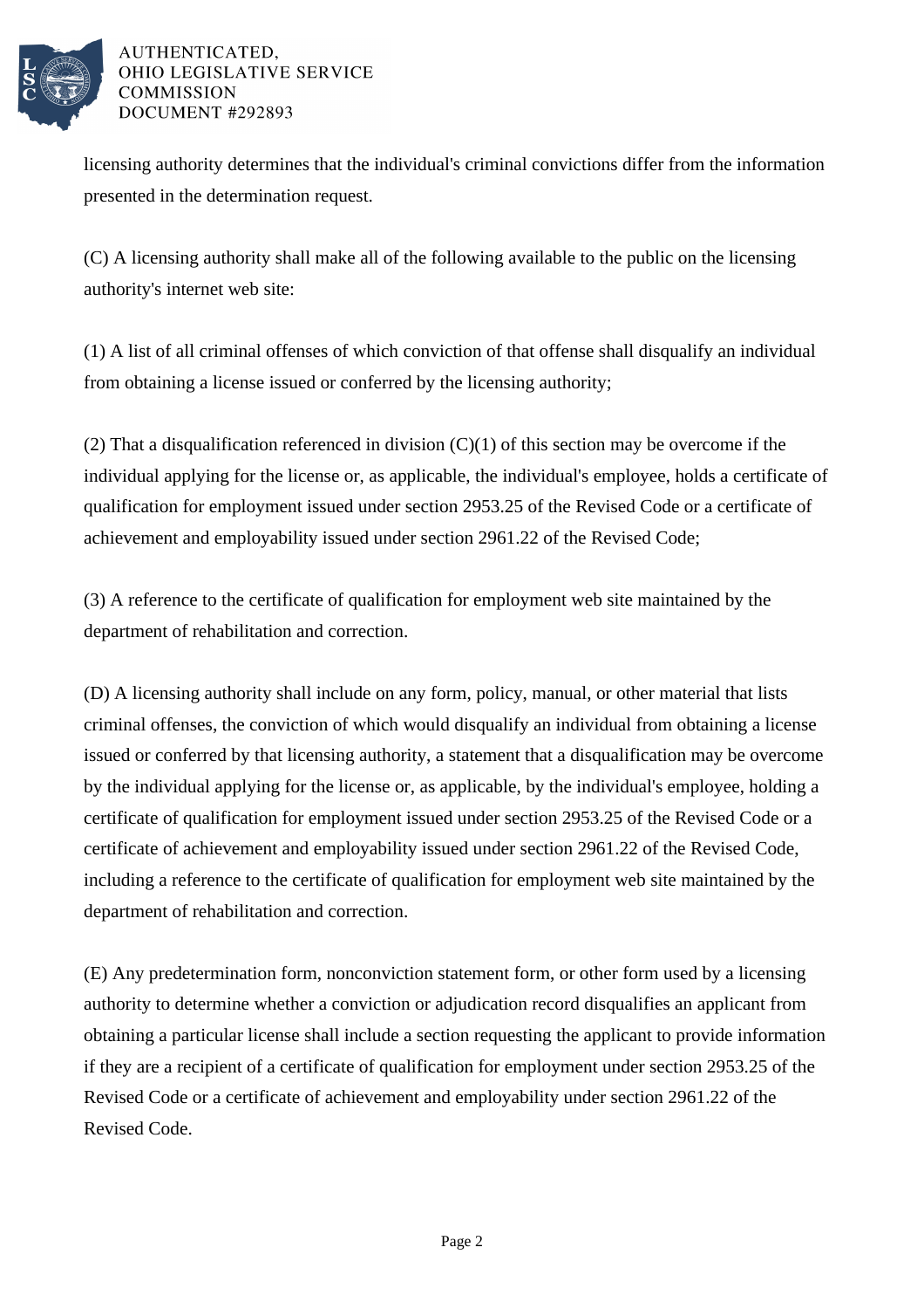licensing authority determines that the individual's criminal convictions differ from the information presented in the determination request.

(C) A licensing authority shall make all of the following available to the public on the licensing authority's internet web site:

(1) A list of all criminal offenses of which conviction of that offense shall disqualify an individual from obtaining a license issued or conferred by the licensing authority;

(2) That a disqualification referenced in division (C)(1) of this section may be overcome if the individual applying for the license or, as applicable, the individual's employee, holds a certificate of qualification for employment issued under section 2953.25 of the Revised Code or a certificate of achievement and employability issued under section 2961.22 of the Revised Code;

(3) A reference to the certificate of qualification for employment web site maintained by the department of rehabilitation and correction.

(D) A licensing authority shall include on any form, policy, manual, or other material that lists criminal offenses, the conviction of which would disqualify an individual from obtaining a license issued or conferred by that licensing authority, a statement that a disqualification may be overcome by the individual applying for the license or, as applicable, by the individual's employee, holding a certificate of qualification for employment issued under section 2953.25 of the Revised Code or a certificate of achievement and employability issued under section 2961.22 of the Revised Code, including a reference to the certificate of qualification for employment web site maintained by the department of rehabilitation and correction.

(E) Any predetermination form, nonconviction statement form, or other form used by a licensing authority to determine whether a conviction or adjudication record disqualifies an applicant from obtaining a particular license shall include a section requesting the applicant to provide information if they are a recipient of a certificate of qualification for employment under section 2953.25 of the Revised Code or a certificate of achievement and employability under section 2961.22 of the Revised Code.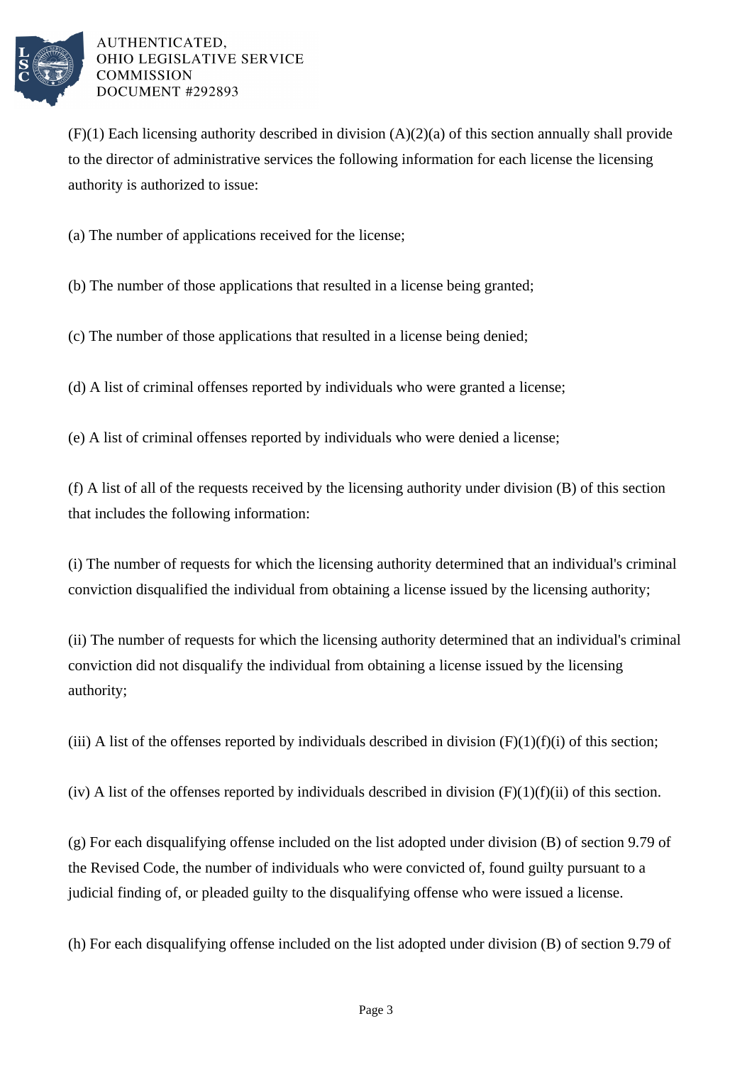(F)(1) Each licensing authority described in division (A)(2)(a) of this section annually shall provide to the director of administrative services the following information for each license the licensing authority is authorized to issue:

(a) The number of applications received for the license;

(b) The number of those applications that resulted in a license being granted;

(c) The number of those applications that resulted in a license being denied;

(d) A list of criminal offenses reported by individuals who were granted a license;

(e) A list of criminal offenses reported by individuals who were denied a license;

(f) A list of all of the requests received by the licensing authority under division (B) of this section that includes the following information:

(i) The number of requests for which the licensing authority determined that an individual's criminal conviction disqualified the individual from obtaining a license issued by the licensing authority;

(ii) The number of requests for which the licensing authority determined that an individual's criminal conviction did not disqualify the individual from obtaining a license issued by the licensing authority;

(iii) A list of the offenses reported by individuals described in division (F)(1)(f)(i) of this section;

(iv) A list of the offenses reported by individuals described in division (F)(1)(f)(ii) of this section.

(g) For each disqualifying offense included on the list adopted under division (B) of section 9.79 of the Revised Code, the number of individuals who were convicted of, found guilty pursuant to a judicial finding of, or pleaded guilty to the disqualifying offense who were issued a license.

(h) For each disqualifying offense included on the list adopted under division (B) of section 9.79 of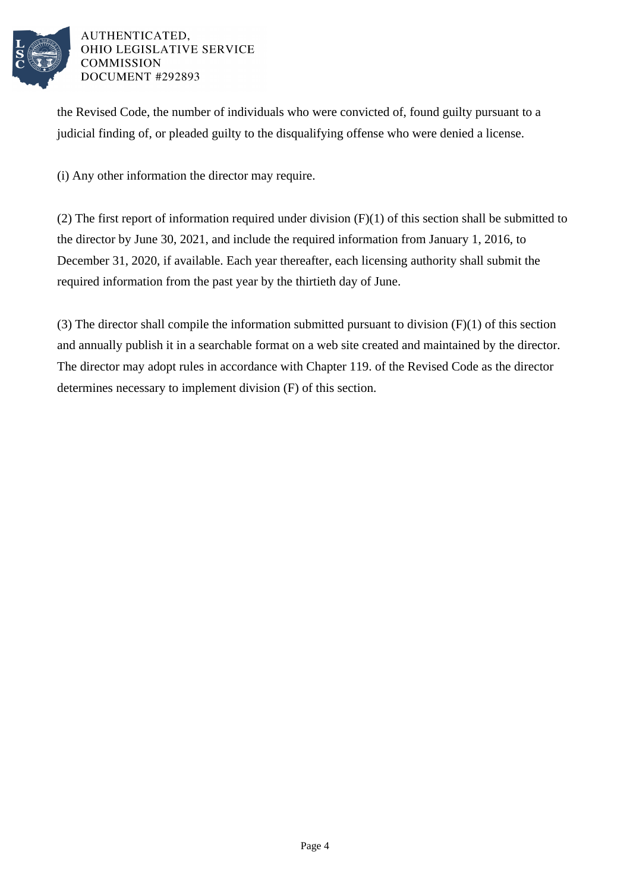the Revised Code, the number of individuals who were convicted of, found guilty pursuant to a judicial finding of, or pleaded guilty to the disqualifying offense who were denied a license.

(i) Any other information the director may require.

(2) The first report of information required under division (F)(1) of this section shall be submitted to the director by June 30, 2021, and include the required information from January 1, 2016, to December 31, 2020, if available. Each year thereafter, each licensing authority shall submit the required information from the past year by the thirtieth day of June.

(3) The director shall compile the information submitted pursuant to division (F)(1) of this section and annually publish it in a searchable format on a web site created and maintained by the director. The director may adopt rules in accordance with Chapter 119. of the Revised Code as the director determines necessary to implement division (F) of this section.